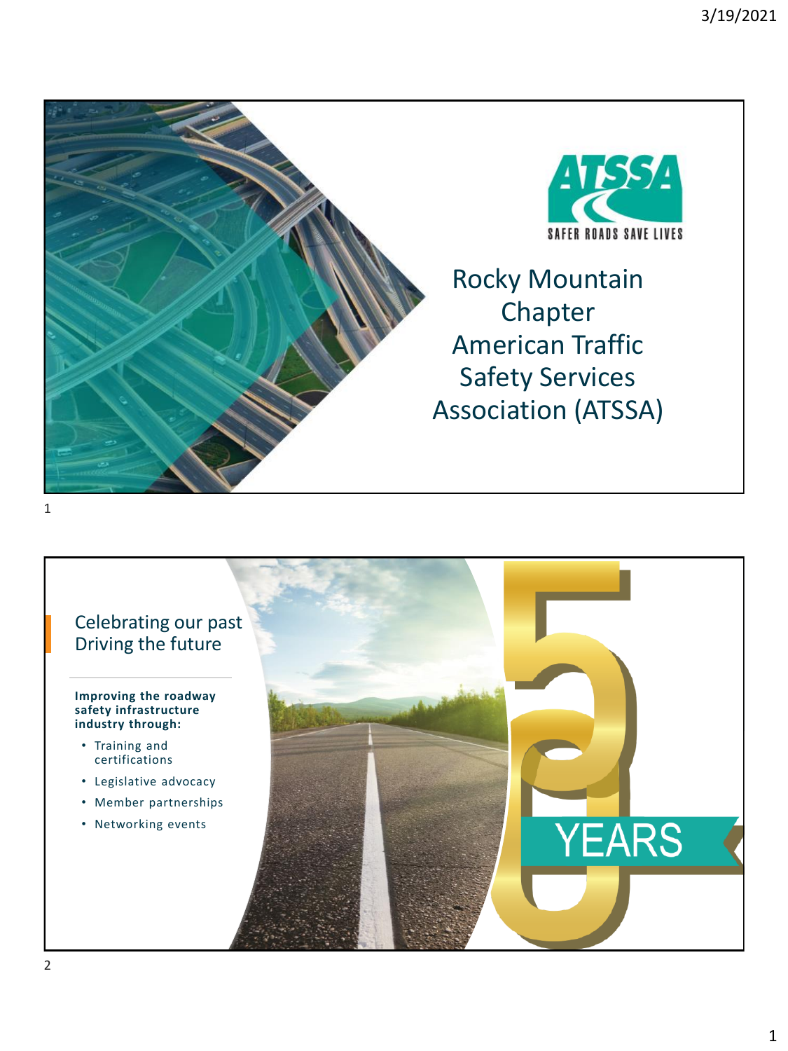ATSSA

SAFER ROADS SAVE LIVES

# Rocky Mountain Chapter American Traffic Safety Services Association (ATSSA)

## Celebrating our past Driving the future

**Improving the roadway safety infrastructure industry through:**

- Training and certifications
- Legislative advocacy
- Member partnerships
- Networking events

50 YEARS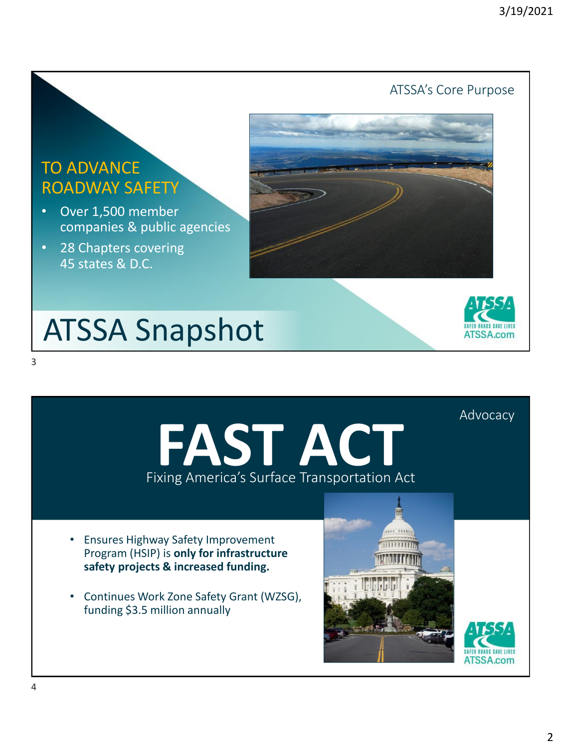## ATSSA Snapshot

ATSSA's Core Purpose

### TO ADVANCE ROADWAY SAFETY

- Over 1,500 member companies & public agencies
- 28 Chapters covering 45 states & D.C.

## FAST ACT

Advocacy

Fixing America's Surface Transportation Act

- Ensures Highway Safety Improvement Program (HSIP) is **only for infrastructure safety projects & increased funding.**
- Continues Work Zone Safety Grant (WZSG), funding $3.5 million annually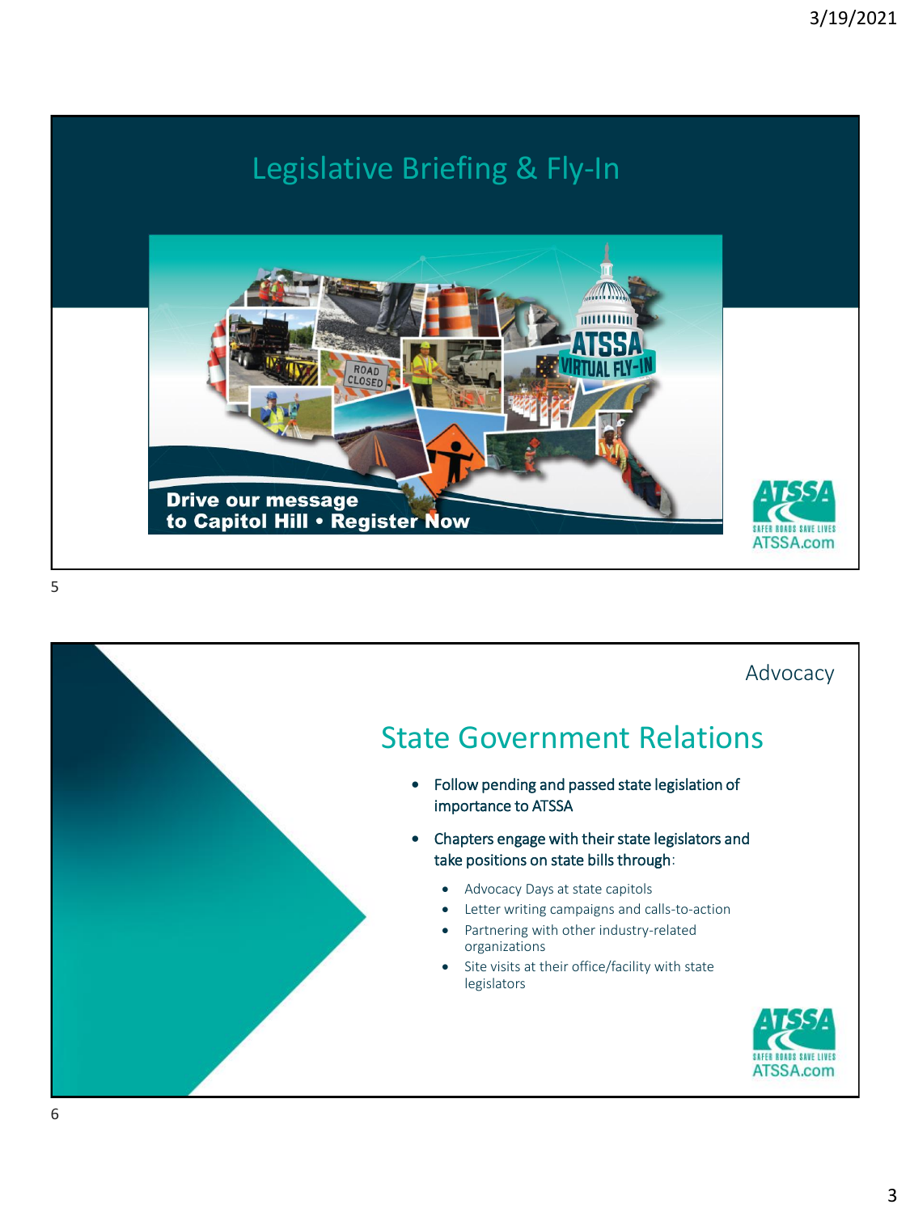## Legislative Briefing & Fly-In

ATSSA VIRTUAL FLY-IN

Drive our message to Capitol Hill • Register Now

ATSSA
SAFER ROADS SAVE LIVES
ATSSA.com

Advocacy

## State Government Relations

- Follow pending and passed state legislation of importance to ATSSA
- Chapters engage with their state legislators and take positions on state bills through:
  - Advocacy Days at state capitols
  - Letter writing campaigns and calls-to-action
  - Partnering with other industry-related organizations
  - Site visits at their office/facility with state legislators

ATSSA
SAFER ROADS SAVE LIVES
ATSSA.com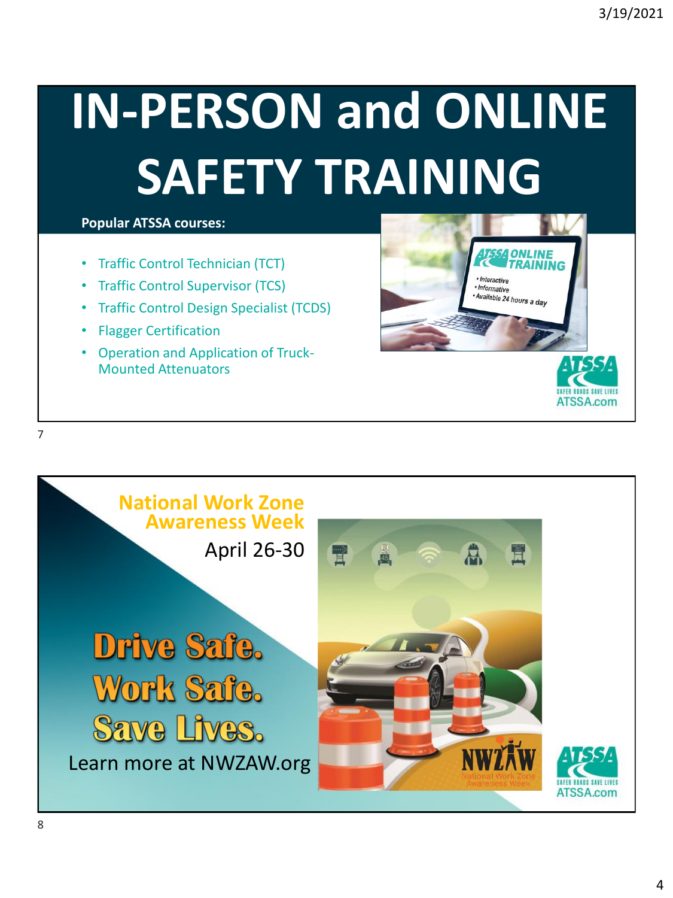# IN-PERSON and ONLINE SAFETY TRAINING

**Popular ATSSA courses:**

- Traffic Control Technician (TCT)
- Traffic Control Supervisor (TCS)
- Traffic Control Design Specialist (TCDS)
- Flagger Certification
- Operation and Application of Truck-Mounted Attenuators

ATSSA ONLINE TRAINING

- Interactive
- Informative
- Available 24 hours a day

ATSSA SAFER ROADS SAVE LIVES ATSSA.com

# National Work Zone Awareness Week

April 26-30

**Drive Safe. Work Safe. Save Lives.**

Learn more at NWZAW.org

NWZAW National Work Zone Awareness Week

ATSSA SAFER ROADS SAVE LIVES ATSSA.com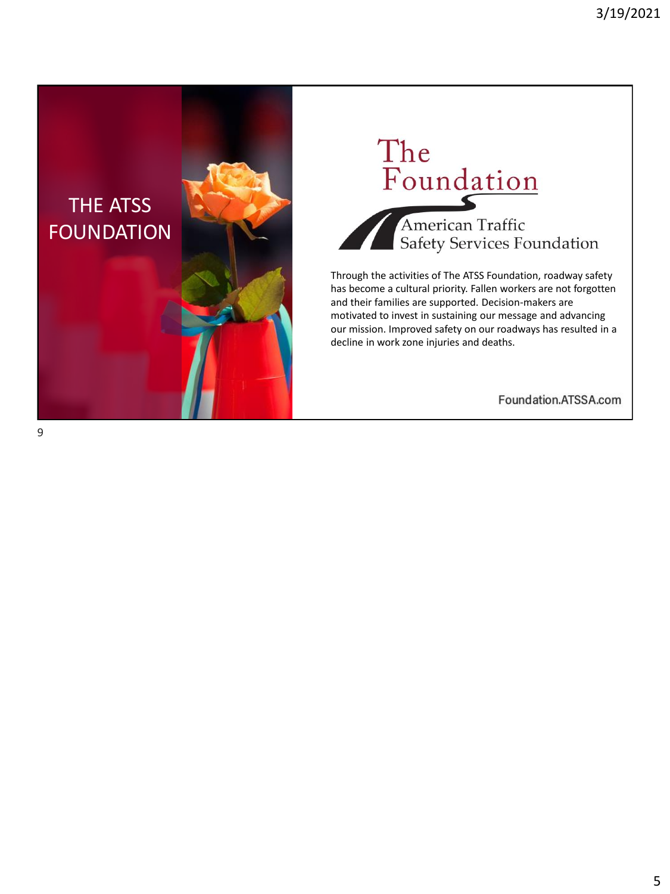# THE ATSS FOUNDATION

The Foundation

American Traffic Safety Services Foundation

Through the activities of The ATSS Foundation, roadway safety has become a cultural priority. Fallen workers are not forgotten and their families are supported. Decision-makers are motivated to invest in sustaining our message and advancing our mission. Improved safety on our roadways has resulted in a decline in work zone injuries and deaths.

Foundation.ATSSA.com